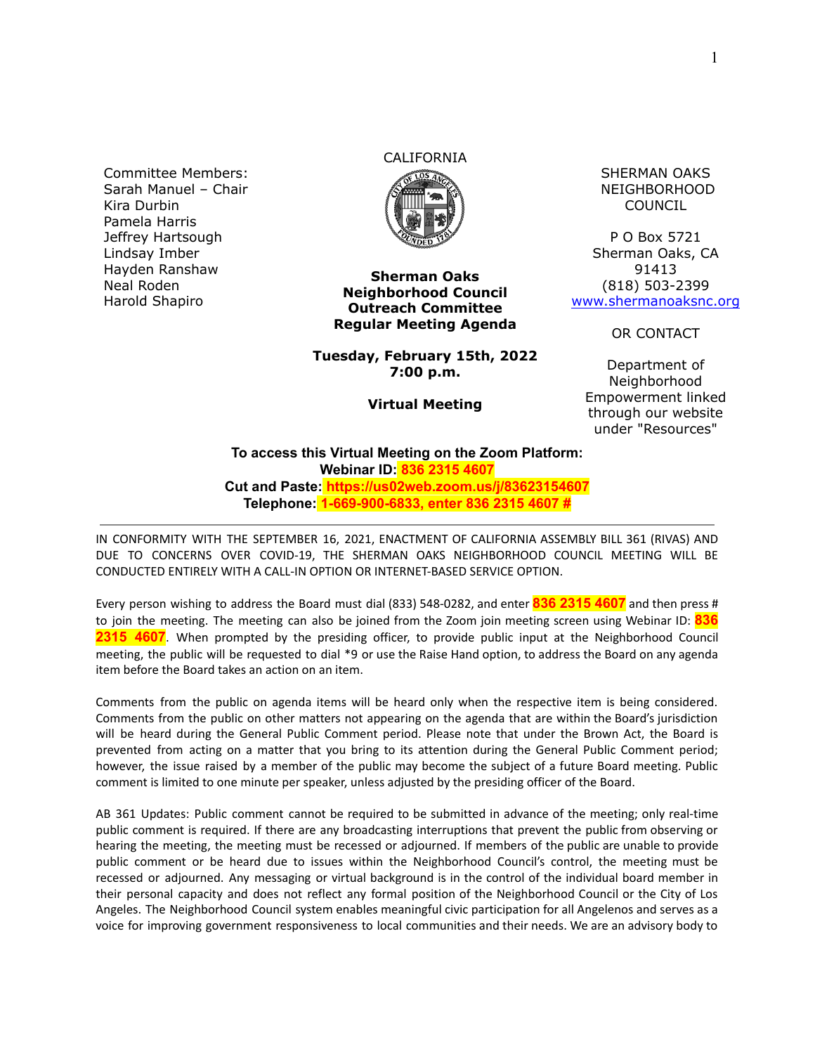Committee Members:
Sarah Manuel – Chair
Kira Durbin
Pamela Harris
Jeffrey Hartsough
Lindsay Imber
Hayden Ranshaw
Neal Roden
Harold Shapiro

CALIFORNIA

**Sherman Oaks Neighborhood Council Outreach Committee Regular Meeting Agenda**

**Tuesday, February 15th, 2022**
**7:00 p.m.**

**Virtual Meeting**

SHERMAN OAKS NEIGHBORHOOD COUNCIL

P O Box 5721
Sherman Oaks, CA 91413
(818) 503-2399
www.shermanoaksnc.org

OR CONTACT

Department of Neighborhood Empowerment linked through our website under "Resources"

**To access this Virtual Meeting on the Zoom Platform:**
**Webinar ID: 836 2315 4607**
**Cut and Paste: https://us02web.zoom.us/j/83623154607**
**Telephone: 1-669-900-6833, enter 836 2315 4607 #**

---

IN CONFORMITY WITH THE SEPTEMBER 16, 2021, ENACTMENT OF CALIFORNIA ASSEMBLY BILL 361 (RIVAS) AND DUE TO CONCERNS OVER COVID-19, THE SHERMAN OAKS NEIGHBORHOOD COUNCIL MEETING WILL BE CONDUCTED ENTIRELY WITH A CALL-IN OPTION OR INTERNET-BASED SERVICE OPTION.

Every person wishing to address the Board must dial (833) 548-0282, and enter **836 2315 4607** and then press # to join the meeting. The meeting can also be joined from the Zoom join meeting screen using Webinar ID: **836 2315 4607**. When prompted by the presiding officer, to provide public input at the Neighborhood Council meeting, the public will be requested to dial *9 or use the Raise Hand option, to address the Board on any agenda item before the Board takes an action on an item.

Comments from the public on agenda items will be heard only when the respective item is being considered. Comments from the public on other matters not appearing on the agenda that are within the Board's jurisdiction will be heard during the General Public Comment period. Please note that under the Brown Act, the Board is prevented from acting on a matter that you bring to its attention during the General Public Comment period; however, the issue raised by a member of the public may become the subject of a future Board meeting. Public comment is limited to one minute per speaker, unless adjusted by the presiding officer of the Board.

AB 361 Updates: Public comment cannot be required to be submitted in advance of the meeting; only real-time public comment is required. If there are any broadcasting interruptions that prevent the public from observing or hearing the meeting, the meeting must be recessed or adjourned. If members of the public are unable to provide public comment or be heard due to issues within the Neighborhood Council's control, the meeting must be recessed or adjourned. Any messaging or virtual background is in the control of the individual board member in their personal capacity and does not reflect any formal position of the Neighborhood Council or the City of Los Angeles. The Neighborhood Council system enables meaningful civic participation for all Angelenos and serves as a voice for improving government responsiveness to local communities and their needs. We are an advisory body to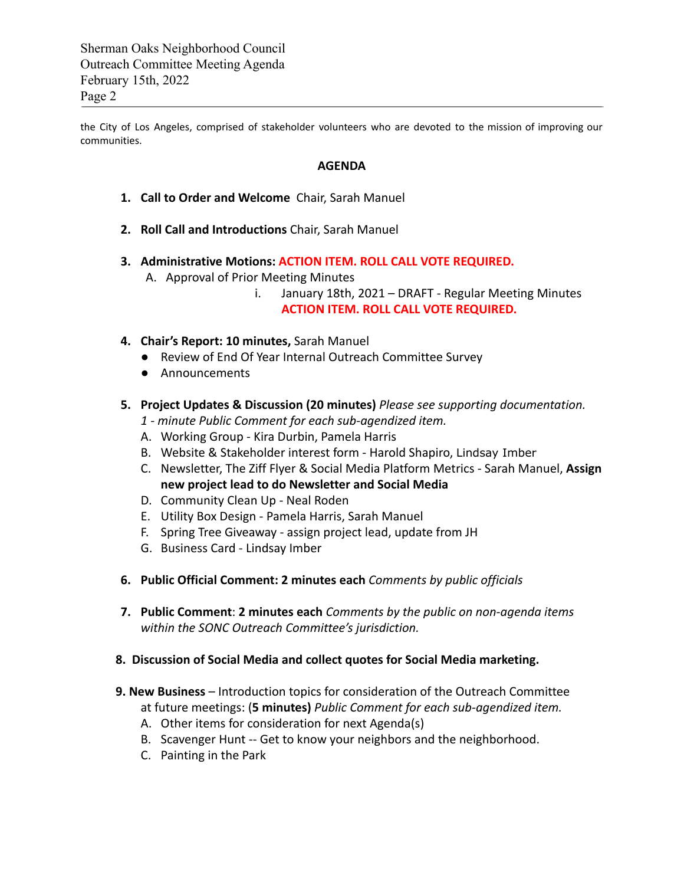the City of Los Angeles, comprised of stakeholder volunteers who are devoted to the mission of improving our communities.

**AGENDA**

1. **Call to Order and Welcome** Chair, Sarah Manuel

2. **Roll Call and Introductions** Chair, Sarah Manuel

3. **Administrative Motions: ACTION ITEM. ROLL CALL VOTE REQUIRED.**
   A. Approval of Prior Meeting Minutes
      i. January 18th, 2021 – DRAFT - Regular Meeting Minutes
      **ACTION ITEM. ROLL CALL VOTE REQUIRED.**

4. **Chair's Report: 10 minutes,** Sarah Manuel
   - Review of End Of Year Internal Outreach Committee Survey
   - Announcements

5. **Project Updates & Discussion (20 minutes)** *Please see supporting documentation.*
   *1 - minute Public Comment for each sub-agendized item.*
   A. Working Group - Kira Durbin, Pamela Harris
   B. Website & Stakeholder interest form - Harold Shapiro, Lindsay Imber
   C. Newsletter, The Ziff Flyer & Social Media Platform Metrics - Sarah Manuel, **Assign new project lead to do Newsletter and Social Media**
   D. Community Clean Up - Neal Roden
   E. Utility Box Design - Pamela Harris, Sarah Manuel
   F. Spring Tree Giveaway - assign project lead, update from JH
   G. Business Card - Lindsay Imber

6. **Public Official Comment: 2 minutes each** *Comments by public officials*

7. **Public Comment**: **2 minutes each** *Comments by the public on non-agenda items within the SONC Outreach Committee's jurisdiction.*

8. **Discussion of Social Media and collect quotes for Social Media marketing.**

9. **New Business** – Introduction topics for consideration of the Outreach Committee at future meetings: (**5 minutes)** *Public Comment for each sub-agendized item.*
   A. Other items for consideration for next Agenda(s)
   B. Scavenger Hunt -- Get to know your neighbors and the neighborhood.
   C. Painting in the Park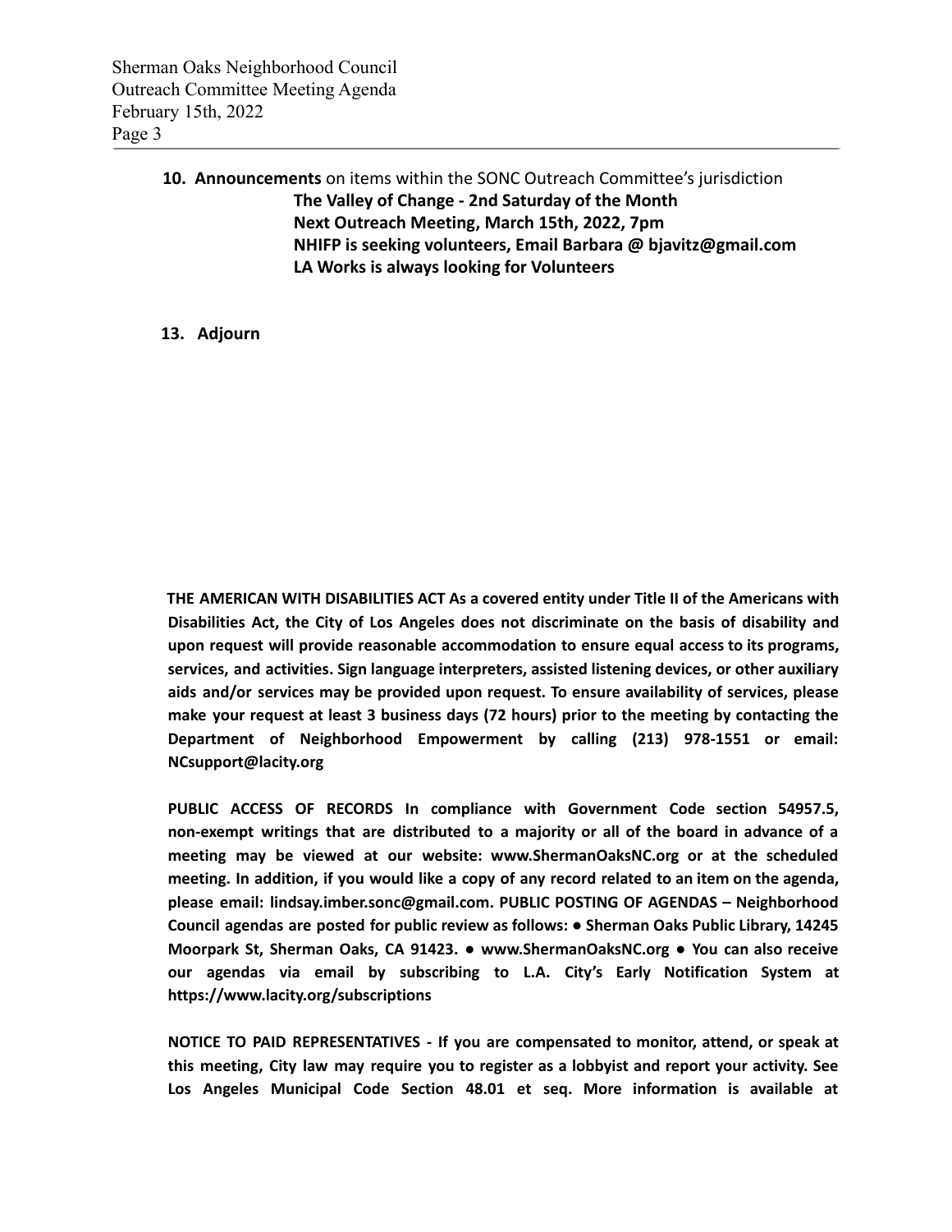10. **Announcements** on items within the SONC Outreach Committee's jurisdiction
    **The Valley of Change - 2nd Saturday of the Month**
    **Next Outreach Meeting, March 15th, 2022, 7pm**
    **NHIFP is seeking volunteers, Email Barbara @ bjavitz@gmail.com**
    **LA Works is always looking for Volunteers**

13. **Adjourn**

**THE AMERICAN WITH DISABILITIES ACT As a covered entity under Title II of the Americans with Disabilities Act, the City of Los Angeles does not discriminate on the basis of disability and upon request will provide reasonable accommodation to ensure equal access to its programs, services, and activities. Sign language interpreters, assisted listening devices, or other auxiliary aids and/or services may be provided upon request. To ensure availability of services, please make your request at least 3 business days (72 hours) prior to the meeting by contacting the Department of Neighborhood Empowerment by calling (213) 978-1551 or email: NCsupport@lacity.org**

**PUBLIC ACCESS OF RECORDS In compliance with Government Code section 54957.5, non-exempt writings that are distributed to a majority or all of the board in advance of a meeting may be viewed at our website: www.ShermanOaksNC.org or at the scheduled meeting. In addition, if you would like a copy of any record related to an item on the agenda, please email: lindsay.imber.sonc@gmail.com. PUBLIC POSTING OF AGENDAS – Neighborhood Council agendas are posted for public review as follows: ● Sherman Oaks Public Library, 14245 Moorpark St, Sherman Oaks, CA 91423. ● www.ShermanOaksNC.org ● You can also receive our agendas via email by subscribing to L.A. City's Early Notification System at https://www.lacity.org/subscriptions**

**NOTICE TO PAID REPRESENTATIVES - If you are compensated to monitor, attend, or speak at this meeting, City law may require you to register as a lobbyist and report your activity. See Los Angeles Municipal Code Section 48.01 et seq. More information is available at**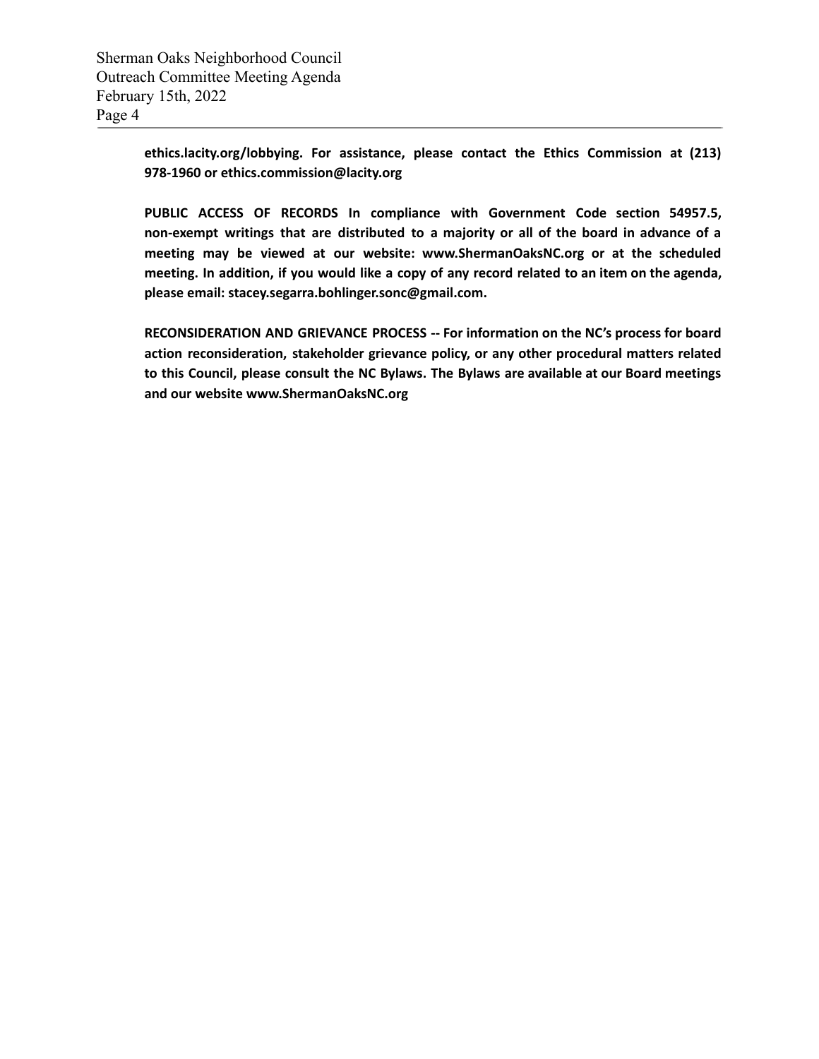**ethics.lacity.org/lobbying. For assistance, please contact the Ethics Commission at (213) 978-1960 or ethics.commission@lacity.org**

**PUBLIC ACCESS OF RECORDS In compliance with Government Code section 54957.5, non-exempt writings that are distributed to a majority or all of the board in advance of a meeting may be viewed at our website: www.ShermanOaksNC.org or at the scheduled meeting. In addition, if you would like a copy of any record related to an item on the agenda, please email: stacey.segarra.bohlinger.sonc@gmail.com.**

**RECONSIDERATION AND GRIEVANCE PROCESS -- For information on the NC's process for board action reconsideration, stakeholder grievance policy, or any other procedural matters related to this Council, please consult the NC Bylaws. The Bylaws are available at our Board meetings and our website www.ShermanOaksNC.org**